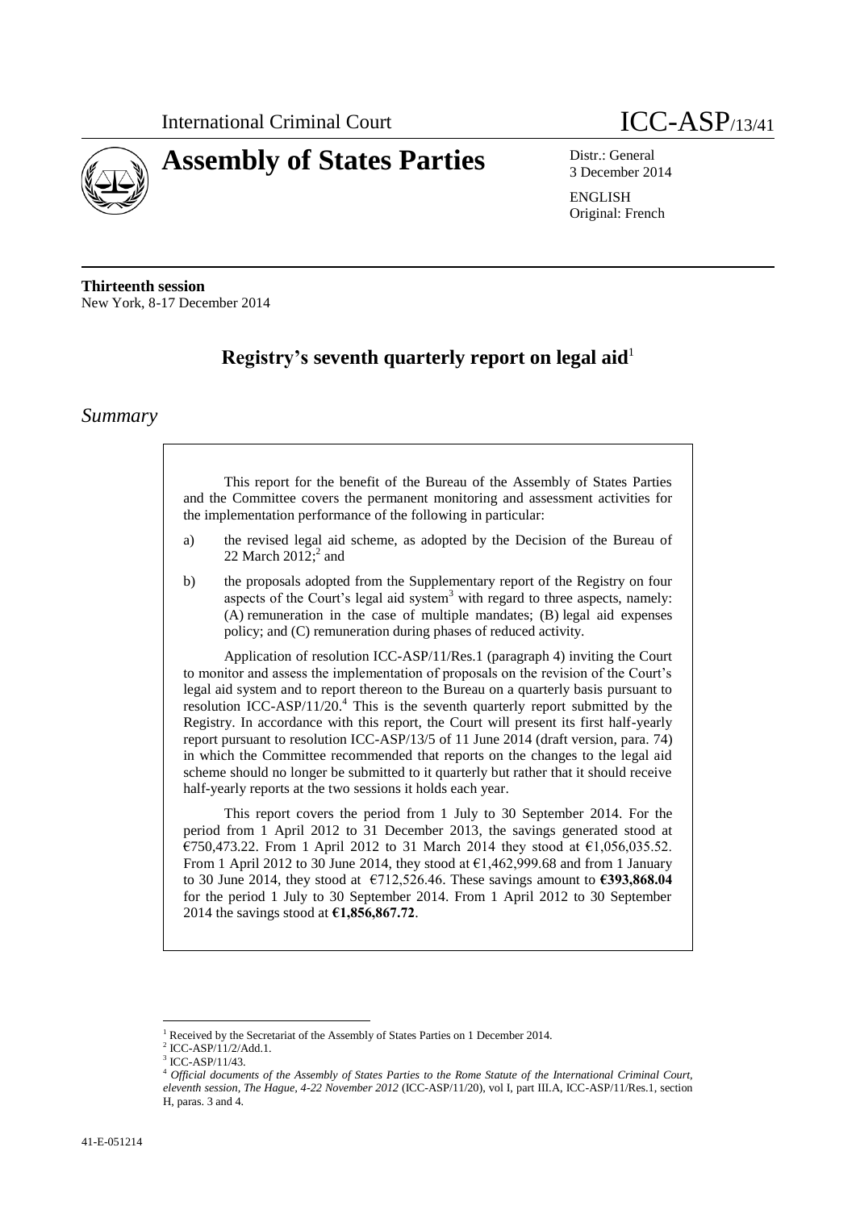International Criminal Court

ICC-ASP/13/41

# Assembly of States Parties

Distr.: General
3 December 2014

ENGLISH
Original: French

**Thirteenth session**
New York, 8-17 December 2014

## Registry's seventh quarterly report on legal aid[1]

## *Summary*

This report for the benefit of the Bureau of the Assembly of States Parties and the Committee covers the permanent monitoring and assessment activities for the implementation performance of the following in particular:

a) the revised legal aid scheme, as adopted by the Decision of the Bureau of 22 March 2012;[2] and

b) the proposals adopted from the Supplementary report of the Registry on four aspects of the Court's legal aid system[3] with regard to three aspects, namely: (A) remuneration in the case of multiple mandates; (B) legal aid expenses policy; and (C) remuneration during phases of reduced activity.

Application of resolution ICC-ASP/11/Res.1 (paragraph 4) inviting the Court to monitor and assess the implementation of proposals on the revision of the Court's legal aid system and to report thereon to the Bureau on a quarterly basis pursuant to resolution ICC-ASP/11/20.[4] This is the seventh quarterly report submitted by the Registry. In accordance with this report, the Court will present its first half-yearly report pursuant to resolution ICC-ASP/13/5 of 11 June 2014 (draft version, para. 74) in which the Committee recommended that reports on the changes to the legal aid scheme should no longer be submitted to it quarterly but rather that it should receive half-yearly reports at the two sessions it holds each year.

This report covers the period from 1 July to 30 September 2014. For the period from 1 April 2012 to 31 December 2013, the savings generated stood at €750,473.22. From 1 April 2012 to 31 March 2014 they stood at €1,056,035.52. From 1 April 2012 to 30 June 2014, they stood at €1,462,999.68 and from 1 January to 30 June 2014, they stood at €712,526.46. These savings amount to **€393,868.04** for the period 1 July to 30 September 2014. From 1 April 2012 to 30 September 2014 the savings stood at **€1,856,867.72**.

---

[1] Received by the Secretariat of the Assembly of States Parties on 1 December 2014.

[2] ICC-ASP/11/2/Add.1.

[3] ICC-ASP/11/43.

[4] *Official documents of the Assembly of States Parties to the Rome Statute of the International Criminal Court, eleventh session, The Hague, 4-22 November 2012* (ICC-ASP/11/20), vol I, part III.A, ICC-ASP/11/Res.1, section H, paras. 3 and 4.

41-E-051214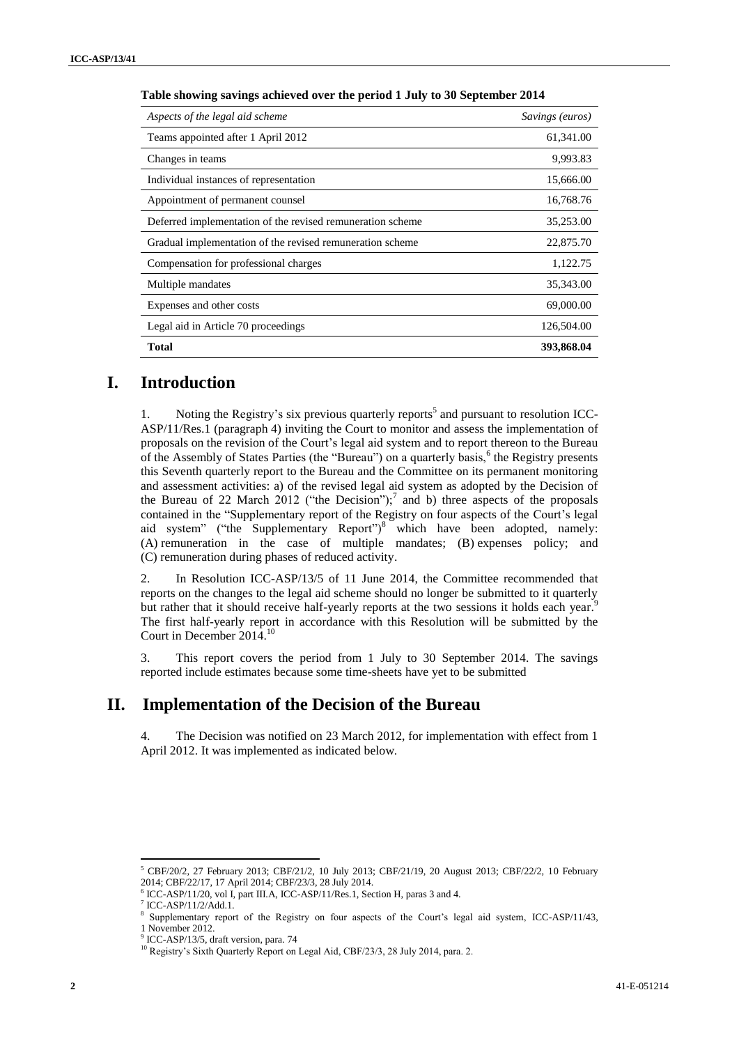**Table showing savings achieved over the period 1 July to 30 September 2014**

| *Aspects of the legal aid scheme* | *Savings (euros)* |
|---|---|
| Teams appointed after 1 April 2012 | 61,341.00 |
| Changes in teams | 9,993.83 |
| Individual instances of representation | 15,666.00 |
| Appointment of permanent counsel | 16,768.76 |
| Deferred implementation of the revised remuneration scheme | 35,253.00 |
| Gradual implementation of the revised remuneration scheme | 22,875.70 |
| Compensation for professional charges | 1,122.75 |
| Multiple mandates | 35,343.00 |
| Expenses and other costs | 69,000.00 |
| Legal aid in Article 70 proceedings | 126,504.00 |
| **Total** | **393,868.04** |

# I. Introduction

1. Noting the Registry's six previous quarterly reports[5] and pursuant to resolution ICC-ASP/11/Res.1 (paragraph 4) inviting the Court to monitor and assess the implementation of proposals on the revision of the Court's legal aid system and to report thereon to the Bureau of the Assembly of States Parties (the "Bureau") on a quarterly basis,[6] the Registry presents this Seventh quarterly report to the Bureau and the Committee on its permanent monitoring and assessment activities: a) of the revised legal aid system as adopted by the Decision of the Bureau of 22 March 2012 ("the Decision");[7] and b) three aspects of the proposals contained in the "Supplementary report of the Registry on four aspects of the Court's legal aid system" ("the Supplementary Report")[8] which have been adopted, namely: (A) remuneration in the case of multiple mandates; (B) expenses policy; and (C) remuneration during phases of reduced activity.

2. In Resolution ICC-ASP/13/5 of 11 June 2014, the Committee recommended that reports on the changes to the legal aid scheme should no longer be submitted to it quarterly but rather that it should receive half-yearly reports at the two sessions it holds each year.[9] The first half-yearly report in accordance with this Resolution will be submitted by the Court in December 2014.[10]

3. This report covers the period from 1 July to 30 September 2014. The savings reported include estimates because some time-sheets have yet to be submitted

# II. Implementation of the Decision of the Bureau

4. The Decision was notified on 23 March 2012, for implementation with effect from 1 April 2012. It was implemented as indicated below.

---

[5] CBF/20/2, 27 February 2013; CBF/21/2, 10 July 2013; CBF/21/19, 20 August 2013; CBF/22/2, 10 February 2014; CBF/22/17, 17 April 2014; CBF/23/3, 28 July 2014.

[6] ICC-ASP/11/20, vol I, part III.A, ICC-ASP/11/Res.1, Section H, paras 3 and 4.

[7] ICC-ASP/11/2/Add.1.

[8] Supplementary report of the Registry on four aspects of the Court's legal aid system, ICC-ASP/11/43, 1 November 2012.

[9] ICC-ASP/13/5, draft version, para. 74

[10] Registry's Sixth Quarterly Report on Legal Aid, CBF/23/3, 28 July 2014, para. 2.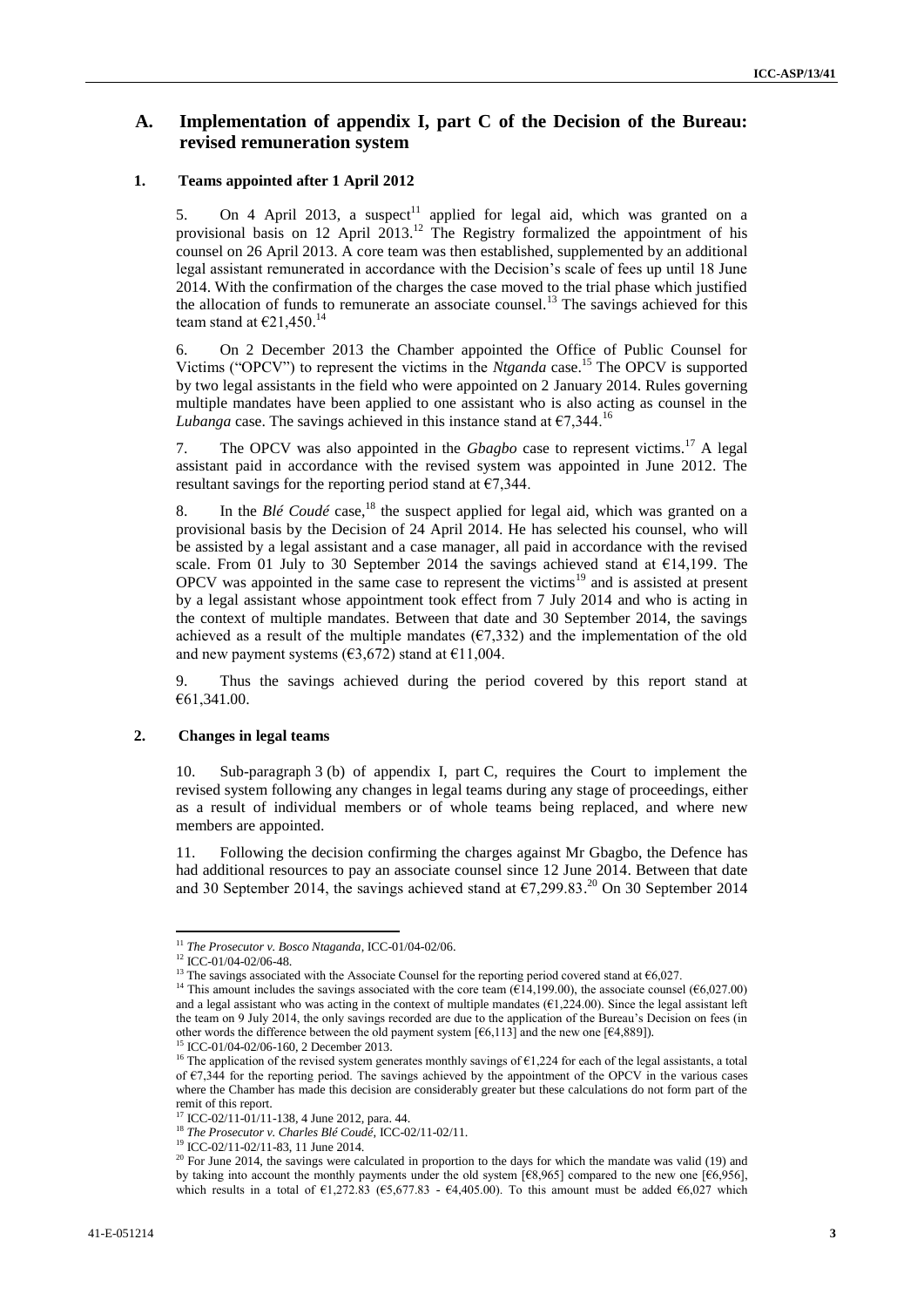## A. Implementation of appendix I, part C of the Decision of the Bureau: revised remuneration system

### 1. Teams appointed after 1 April 2012

5. On 4 April 2013, a suspect[11] applied for legal aid, which was granted on a provisional basis on 12 April 2013.[12] The Registry formalized the appointment of his counsel on 26 April 2013. A core team was then established, supplemented by an additional legal assistant remunerated in accordance with the Decision's scale of fees up until 18 June 2014. With the confirmation of the charges the case moved to the trial phase which justified the allocation of funds to remunerate an associate counsel.[13] The savings achieved for this team stand at €21,450.[14]

6. On 2 December 2013 the Chamber appointed the Office of Public Counsel for Victims ("OPCV") to represent the victims in the *Ntganda* case.[15] The OPCV is supported by two legal assistants in the field who were appointed on 2 January 2014. Rules governing multiple mandates have been applied to one assistant who is also acting as counsel in the *Lubanga* case. The savings achieved in this instance stand at €7,344.[16]

7. The OPCV was also appointed in the *Gbagbo* case to represent victims.[17] A legal assistant paid in accordance with the revised system was appointed in June 2012. The resultant savings for the reporting period stand at €7,344.

8. In the *Blé Coudé* case,[18] the suspect applied for legal aid, which was granted on a provisional basis by the Decision of 24 April 2014. He has selected his counsel, who will be assisted by a legal assistant and a case manager, all paid in accordance with the revised scale. From 01 July to 30 September 2014 the savings achieved stand at €14,199. The OPCV was appointed in the same case to represent the victims[19] and is assisted at present by a legal assistant whose appointment took effect from 7 July 2014 and who is acting in the context of multiple mandates. Between that date and 30 September 2014, the savings achieved as a result of the multiple mandates (€7,332) and the implementation of the old and new payment systems (€3,672) stand at €11,004.

9. Thus the savings achieved during the period covered by this report stand at €61,341.00.

### 2. Changes in legal teams

10. Sub-paragraph 3 (b) of appendix I, part C, requires the Court to implement the revised system following any changes in legal teams during any stage of proceedings, either as a result of individual members or of whole teams being replaced, and where new members are appointed.

11. Following the decision confirming the charges against Mr Gbagbo, the Defence has had additional resources to pay an associate counsel since 12 June 2014. Between that date and 30 September 2014, the savings achieved stand at €7,299.83.[20] On 30 September 2014

---

[11] *The Prosecutor v. Bosco Ntaganda*, ICC-01/04-02/06.

[12] ICC-01/04-02/06-48.

[13] The savings associated with the Associate Counsel for the reporting period covered stand at €6,027.

[14] This amount includes the savings associated with the core team (€14,199.00), the associate counsel (€6,027.00) and a legal assistant who was acting in the context of multiple mandates (€1,224.00). Since the legal assistant left the team on 9 July 2014, the only savings recorded are due to the application of the Bureau's Decision on fees (in other words the difference between the old payment system [€6,113] and the new one [€4,889]).

[15] ICC-01/04-02/06-160, 2 December 2013.

[16] The application of the revised system generates monthly savings of €1,224 for each of the legal assistants, a total of €7,344 for the reporting period. The savings achieved by the appointment of the OPCV in the various cases where the Chamber has made this decision are considerably greater but these calculations do not form part of the remit of this report.

[17] ICC-02/11-01/11-138, 4 June 2012, para. 44.

[18] *The Prosecutor v. Charles Blé Coudé*, ICC-02/11-02/11.

[19] ICC-02/11-02/11-83, 11 June 2014.

[20] For June 2014, the savings were calculated in proportion to the days for which the mandate was valid (19) and by taking into account the monthly payments under the old system [€8,965] compared to the new one [€6,956], which results in a total of €1,272.83 (€5,677.83 - €4,405.00). To this amount must be added €6,027 which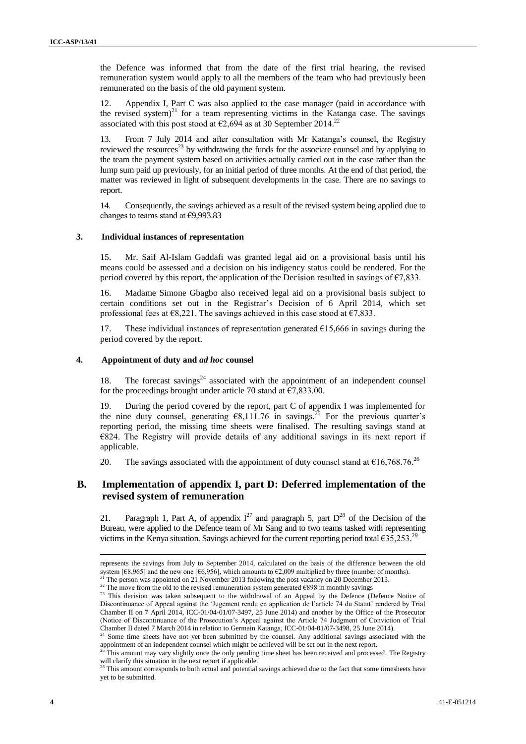the Defence was informed that from the date of the first trial hearing, the revised remuneration system would apply to all the members of the team who had previously been remunerated on the basis of the old payment system.

12. Appendix I, Part C was also applied to the case manager (paid in accordance with the revised system)[21] for a team representing victims in the Katanga case. The savings associated with this post stood at €2,694 as at 30 September 2014.[22]

13. From 7 July 2014 and after consultation with Mr Katanga's counsel, the Registry reviewed the resources[23] by withdrawing the funds for the associate counsel and by applying to the team the payment system based on activities actually carried out in the case rather than the lump sum paid up previously, for an initial period of three months. At the end of that period, the matter was reviewed in light of subsequent developments in the case. There are no savings to report.

14. Consequently, the savings achieved as a result of the revised system being applied due to changes to teams stand at €9,993.83

### 3. Individual instances of representation

15. Mr. Saif Al-Islam Gaddafi was granted legal aid on a provisional basis until his means could be assessed and a decision on his indigency status could be rendered. For the period covered by this report, the application of the Decision resulted in savings of €7,833.

16. Madame Simone Gbagbo also received legal aid on a provisional basis subject to certain conditions set out in the Registrar's Decision of 6 April 2014, which set professional fees at €8,221. The savings achieved in this case stood at €7,833.

17. These individual instances of representation generated €15,666 in savings during the period covered by the report.

### 4. Appointment of duty and *ad hoc* counsel

18. The forecast savings[24] associated with the appointment of an independent counsel for the proceedings brought under article 70 stand at €7,833.00.

19. During the period covered by the report, part C of appendix I was implemented for the nine duty counsel, generating €8,111.76 in savings.[25] For the previous quarter's reporting period, the missing time sheets were finalised. The resulting savings stand at €824. The Registry will provide details of any additional savings in its next report if applicable.

20. The savings associated with the appointment of duty counsel stand at €16,768.76.[26]

## B. Implementation of appendix I, part D: Deferred implementation of the revised system of remuneration

21. Paragraph 1, Part A, of appendix I[27] and paragraph 5, part D[28] of the Decision of the Bureau, were applied to the Defence team of Mr Sang and to two teams tasked with representing victims in the Kenya situation. Savings achieved for the current reporting period total €35,253.[29]

---

represents the savings from July to September 2014, calculated on the basis of the difference between the old system [€8,965] and the new one [€6,956], which amounts to €2,009 multiplied by three (number of months).

[21] The person was appointed on 21 November 2013 following the post vacancy on 20 December 2013.

[22] The move from the old to the revised remuneration system generated €898 in monthly savings

[23] This decision was taken subsequent to the withdrawal of an Appeal by the Defence (Defence Notice of Discontinuance of Appeal against the 'Jugement rendu en application de l'article 74 du Statut' rendered by Trial Chamber II on 7 April 2014, ICC-01/04-01/07-3497, 25 June 2014) and another by the Office of the Prosecutor (Notice of Discontinuance of the Prosecution's Appeal against the Article 74 Judgment of Conviction of Trial Chamber II dated 7 March 2014 in relation to Germain Katanga, ICC-01/04-01/07-3498, 25 June 2014).

[24] Some time sheets have not yet been submitted by the counsel. Any additional savings associated with the appointment of an independent counsel which might be achieved will be set out in the next report.

[25] This amount may vary slightly once the only pending time sheet has been received and processed. The Registry will clarify this situation in the next report if applicable.

[26] This amount corresponds to both actual and potential savings achieved due to the fact that some timesheets have yet to be submitted.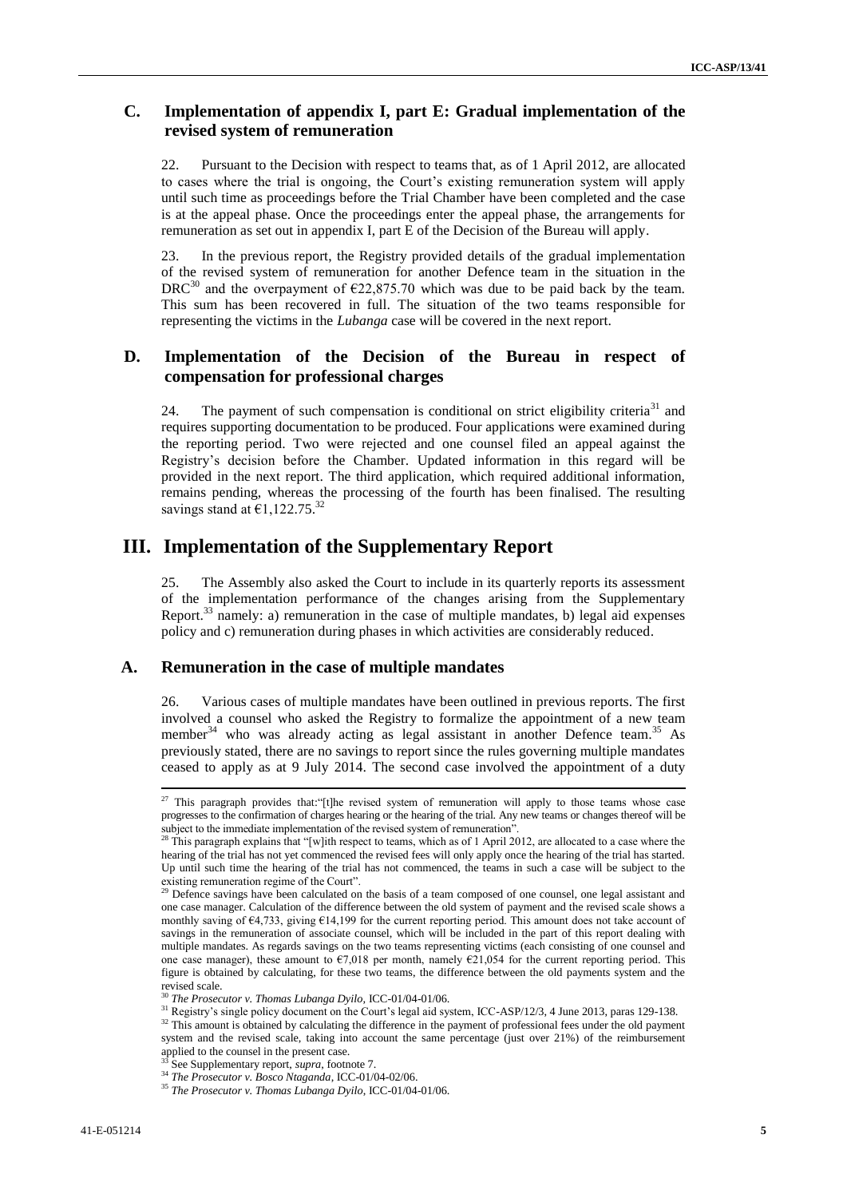## C. Implementation of appendix I, part E: Gradual implementation of the revised system of remuneration

22. Pursuant to the Decision with respect to teams that, as of 1 April 2012, are allocated to cases where the trial is ongoing, the Court's existing remuneration system will apply until such time as proceedings before the Trial Chamber have been completed and the case is at the appeal phase. Once the proceedings enter the appeal phase, the arrangements for remuneration as set out in appendix I, part E of the Decision of the Bureau will apply.

23. In the previous report, the Registry provided details of the gradual implementation of the revised system of remuneration for another Defence team in the situation in the DRC[30] and the overpayment of €22,875.70 which was due to be paid back by the team. This sum has been recovered in full. The situation of the two teams responsible for representing the victims in the *Lubanga* case will be covered in the next report.

## D. Implementation of the Decision of the Bureau in respect of compensation for professional charges

24. The payment of such compensation is conditional on strict eligibility criteria[31] and requires supporting documentation to be produced. Four applications were examined during the reporting period. Two were rejected and one counsel filed an appeal against the Registry's decision before the Chamber. Updated information in this regard will be provided in the next report. The third application, which required additional information, remains pending, whereas the processing of the fourth has been finalised. The resulting savings stand at €1,122.75.[32]

# III. Implementation of the Supplementary Report

25. The Assembly also asked the Court to include in its quarterly reports its assessment of the implementation performance of the changes arising from the Supplementary Report.[33] namely: a) remuneration in the case of multiple mandates, b) legal aid expenses policy and c) remuneration during phases in which activities are considerably reduced.

## A. Remuneration in the case of multiple mandates

26. Various cases of multiple mandates have been outlined in previous reports. The first involved a counsel who asked the Registry to formalize the appointment of a new team member[34] who was already acting as legal assistant in another Defence team.[35] As previously stated, there are no savings to report since the rules governing multiple mandates ceased to apply as at 9 July 2014. The second case involved the appointment of a duty

---

[27] This paragraph provides that:"[t]he revised system of remuneration will apply to those teams whose case progresses to the confirmation of charges hearing or the hearing of the trial. Any new teams or changes thereof will be subject to the immediate implementation of the revised system of remuneration".

[28] This paragraph explains that "[w]ith respect to teams, which as of 1 April 2012, are allocated to a case where the hearing of the trial has not yet commenced the revised fees will only apply once the hearing of the trial has started. Up until such time the hearing of the trial has not commenced, the teams in such a case will be subject to the existing remuneration regime of the Court".

[29] Defence savings have been calculated on the basis of a team composed of one counsel, one legal assistant and one case manager. Calculation of the difference between the old system of payment and the revised scale shows a monthly saving of €4,733, giving €14,199 for the current reporting period. This amount does not take account of savings in the remuneration of associate counsel, which will be included in the part of this report dealing with multiple mandates. As regards savings on the two teams representing victims (each consisting of one counsel and one case manager), these amount to €7,018 per month, namely €21,054 for the current reporting period. This figure is obtained by calculating, for these two teams, the difference between the old payments system and the revised scale.

[30] *The Prosecutor v. Thomas Lubanga Dyilo*, ICC-01/04-01/06.

[31] Registry's single policy document on the Court's legal aid system, ICC-ASP/12/3, 4 June 2013, paras 129-138.

[32] This amount is obtained by calculating the difference in the payment of professional fees under the old payment system and the revised scale, taking into account the same percentage (just over 21%) of the reimbursement applied to the counsel in the present case.

[33] See Supplementary report, *supra*, footnote 7.

[34] *The Prosecutor v. Bosco Ntaganda*, ICC-01/04-02/06.

[35] *The Prosecutor v. Thomas Lubanga Dyilo*, ICC-01/04-01/06.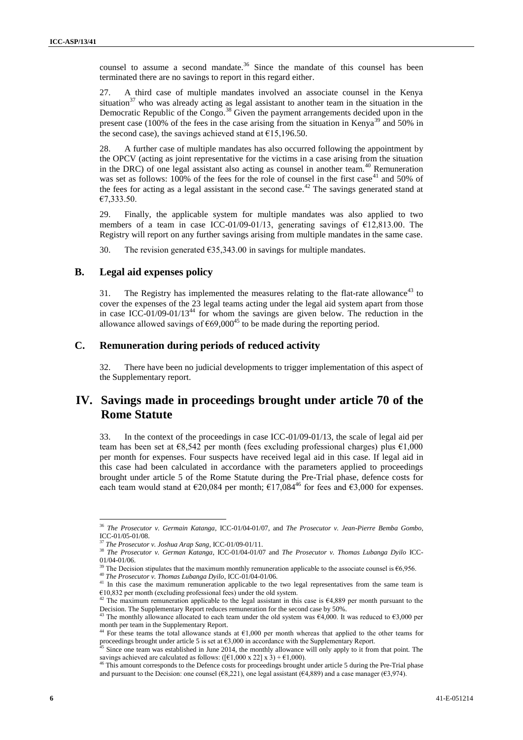counsel to assume a second mandate.[36] Since the mandate of this counsel has been terminated there are no savings to report in this regard either.

27. A third case of multiple mandates involved an associate counsel in the Kenya situation[37] who was already acting as legal assistant to another team in the situation in the Democratic Republic of the Congo.[38] Given the payment arrangements decided upon in the present case (100% of the fees in the case arising from the situation in Kenya[39] and 50% in the second case), the savings achieved stand at €15,196.50.

28. A further case of multiple mandates has also occurred following the appointment by the OPCV (acting as joint representative for the victims in a case arising from the situation in the DRC) of one legal assistant also acting as counsel in another team.[40] Remuneration was set as follows: 100% of the fees for the role of counsel in the first case[41] and 50% of the fees for acting as a legal assistant in the second case.[42] The savings generated stand at €7,333.50.

29. Finally, the applicable system for multiple mandates was also applied to two members of a team in case ICC-01/09-01/13, generating savings of €12,813.00. The Registry will report on any further savings arising from multiple mandates in the same case.

30. The revision generated €35,343.00 in savings for multiple mandates.

## B. Legal aid expenses policy

31. The Registry has implemented the measures relating to the flat-rate allowance[43] to cover the expenses of the 23 legal teams acting under the legal aid system apart from those in case ICC-01/09-01/13[44] for whom the savings are given below. The reduction in the allowance allowed savings of €69,000[45] to be made during the reporting period.

## C. Remuneration during periods of reduced activity

32. There have been no judicial developments to trigger implementation of this aspect of the Supplementary report.

# IV. Savings made in proceedings brought under article 70 of the Rome Statute

33. In the context of the proceedings in case ICC-01/09-01/13, the scale of legal aid per team has been set at €8,542 per month (fees excluding professional charges) plus €1,000 per month for expenses. Four suspects have received legal aid in this case. If legal aid in this case had been calculated in accordance with the parameters applied to proceedings brought under article 5 of the Rome Statute during the Pre-Trial phase, defence costs for each team would stand at €20,084 per month; €17,084[46] for fees and €3,000 for expenses.

---

[36] *The Prosecutor v. Germain Katanga*, ICC-01/04-01/07, and *The Prosecutor v. Jean-Pierre Bemba Gombo*, ICC-01/05-01/08.

[37] *The Prosecutor v. Joshua Arap Sang*, ICC-01/09-01/11.

[38] *The Prosecutor v. German Katanga*, ICC-01/04-01/07 and *The Prosecutor v. Thomas Lubanga Dyilo* ICC-01/04-01/06.

[39] The Decision stipulates that the maximum monthly remuneration applicable to the associate counsel is €6,956.

[40] *The Prosecutor v. Thomas Lubanga Dyilo*, ICC-01/04-01/06.

[41] In this case the maximum remuneration applicable to the two legal representatives from the same team is €10,832 per month (excluding professional fees) under the old system.

[42] The maximum remuneration applicable to the legal assistant in this case is €4,889 per month pursuant to the Decision. The Supplementary Report reduces remuneration for the second case by 50%.

[43] The monthly allowance allocated to each team under the old system was €4,000. It was reduced to €3,000 per month per team in the Supplementary Report.

[44] For these teams the total allowance stands at €1,000 per month whereas that applied to the other teams for proceedings brought under article 5 is set at €3,000 in accordance with the Supplementary Report.

[45] Since one team was established in June 2014, the monthly allowance will only apply to it from that point. The savings achieved are calculated as follows: ([€1,000 x 22] x 3) + €1,000).

[46] This amount corresponds to the Defence costs for proceedings brought under article 5 during the Pre-Trial phase and pursuant to the Decision: one counsel (€8,221), one legal assistant (€4,889) and a case manager (€3,974).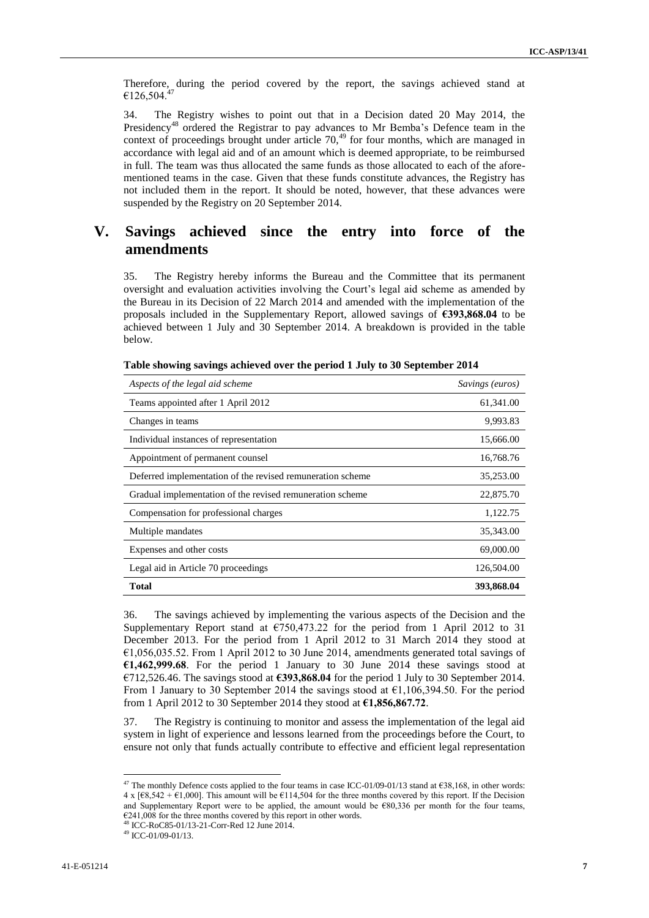Therefore, during the period covered by the report, the savings achieved stand at €126,504.[47]

34. The Registry wishes to point out that in a Decision dated 20 May 2014, the Presidency[48] ordered the Registrar to pay advances to Mr Bemba's Defence team in the context of proceedings brought under article 70,[49] for four months, which are managed in accordance with legal aid and of an amount which is deemed appropriate, to be reimbursed in full. The team was thus allocated the same funds as those allocated to each of the aforementioned teams in the case. Given that these funds constitute advances, the Registry has not included them in the report. It should be noted, however, that these advances were suspended by the Registry on 20 September 2014.

# V. Savings achieved since the entry into force of the amendments

35. The Registry hereby informs the Bureau and the Committee that its permanent oversight and evaluation activities involving the Court's legal aid scheme as amended by the Bureau in its Decision of 22 March 2014 and amended with the implementation of the proposals included in the Supplementary Report, allowed savings of **€393,868.04** to be achieved between 1 July and 30 September 2014. A breakdown is provided in the table below.

**Table showing savings achieved over the period 1 July to 30 September 2014**

| *Aspects of the legal aid scheme* | *Savings (euros)* |
|---|---|
| Teams appointed after 1 April 2012 | 61,341.00 |
| Changes in teams | 9,993.83 |
| Individual instances of representation | 15,666.00 |
| Appointment of permanent counsel | 16,768.76 |
| Deferred implementation of the revised remuneration scheme | 35,253.00 |
| Gradual implementation of the revised remuneration scheme | 22,875.70 |
| Compensation for professional charges | 1,122.75 |
| Multiple mandates | 35,343.00 |
| Expenses and other costs | 69,000.00 |
| Legal aid in Article 70 proceedings | 126,504.00 |
| **Total** | **393,868.04** |

36. The savings achieved by implementing the various aspects of the Decision and the Supplementary Report stand at €750,473.22 for the period from 1 April 2012 to 31 December 2013. For the period from 1 April 2012 to 31 March 2014 they stood at €1,056,035.52. From 1 April 2012 to 30 June 2014, amendments generated total savings of **€1,462,999.68**. For the period 1 January to 30 June 2014 these savings stood at €712,526.46. The savings stood at **€393,868.04** for the period 1 July to 30 September 2014. From 1 January to 30 September 2014 the savings stood at €1,106,394.50. For the period from 1 April 2012 to 30 September 2014 they stood at **€1,856,867.72**.

37. The Registry is continuing to monitor and assess the implementation of the legal aid system in light of experience and lessons learned from the proceedings before the Court, to ensure not only that funds actually contribute to effective and efficient legal representation

---

[47] The monthly Defence costs applied to the four teams in case ICC-01/09-01/13 stand at €38,168, in other words: 4 x [€8,542 + €1,000]. This amount will be €114,504 for the three months covered by this report. If the Decision and Supplementary Report were to be applied, the amount would be €80,336 per month for the four teams, €241,008 for the three months covered by this report in other words.

[48] ICC-RoC85-01/13-21-Corr-Red 12 June 2014.

[49] ICC-01/09-01/13.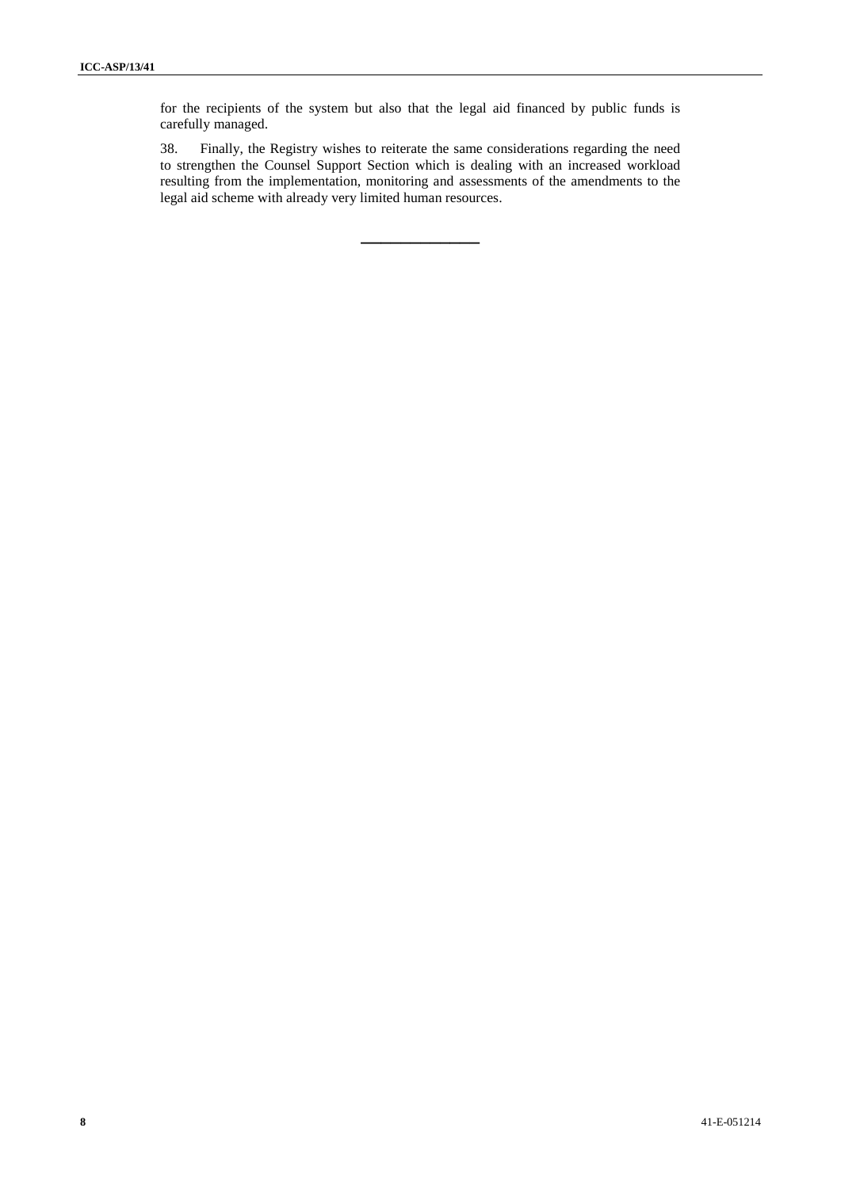for the recipients of the system but also that the legal aid financed by public funds is carefully managed.

38. Finally, the Registry wishes to reiterate the same considerations regarding the need to strengthen the Counsel Support Section which is dealing with an increased workload resulting from the implementation, monitoring and assessments of the amendments to the legal aid scheme with already very limited human resources.

---